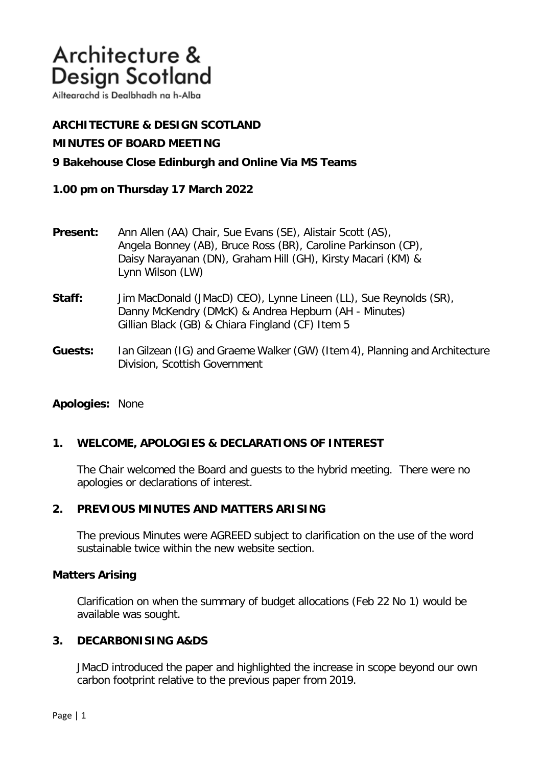# Architecture & Design Scotland

Ailtearachd is Dealbhadh na h-Alba

**ARCHITECTURE & DESIGN SCOTLAND**

**MINUTES OF BOARD MEETING**

**9 Bakehouse Close Edinburgh and Online Via MS Teams**

**1.00 pm on Thursday 17 March 2022**

**Present:** Ann Allen (AA) Chair, Sue Evans (SE), Alistair Scott (AS), Angela Bonney (AB), Bruce Ross (BR), Caroline Parkinson (CP), Daisy Narayanan (DN), Graham Hill (GH), Kirsty Macari (KM) & Lynn Wilson (LW)

**Staff:** Jim MacDonald (JMacD) CEO), Lynne Lineen (LL), Sue Reynolds (SR), Danny McKendry (DMcK) & Andrea Hepburn (AH - Minutes) Gillian Black (GB) & Chiara Fingland (CF) Item 5

**Guests:** Ian Gilzean (IG) and Graeme Walker (GW) (Item 4), Planning and Architecture Division, Scottish Government

**Apologies:** None

## 1. WELCOME, APOLOGIES & DECLARATIONS OF INTEREST

The Chair welcomed the Board and guests to the hybrid meeting. There were no apologies or declarations of interest.

## 2. PREVIOUS MINUTES AND MATTERS ARISING

The previous Minutes were AGREED subject to clarification on the use of the word sustainable twice within the new website section.

### Matters Arising

Clarification on when the summary of budget allocations (Feb 22 No 1) would be available was sought.

## 3. DECARBONISING A&DS

JMacD introduced the paper and highlighted the increase in scope beyond our own carbon footprint relative to the previous paper from 2019.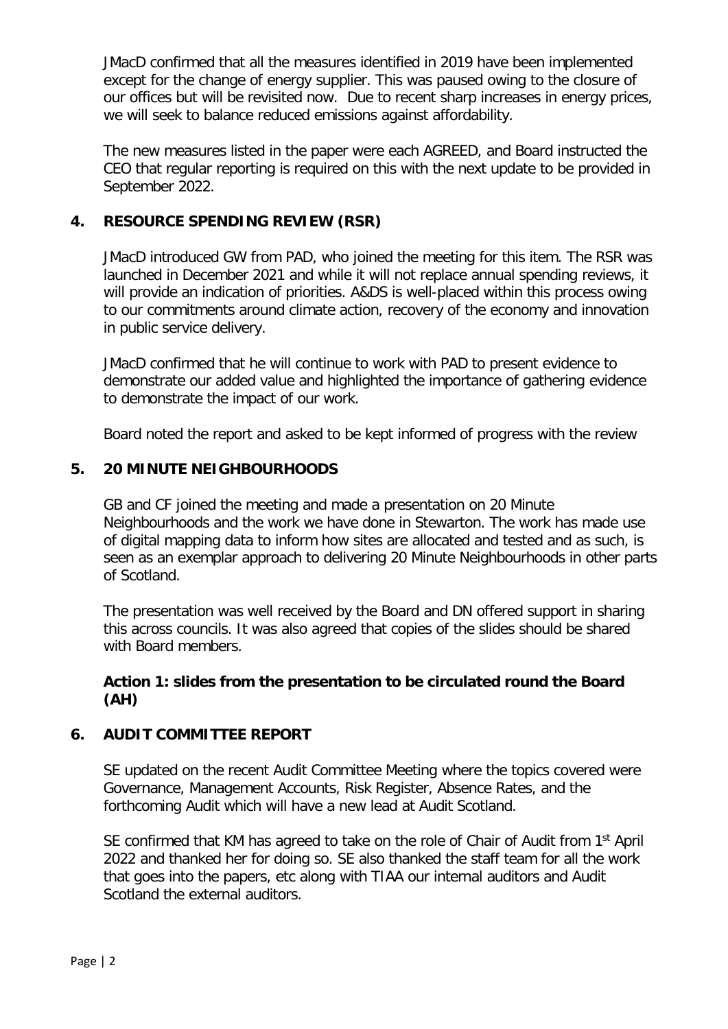JMacD confirmed that all the measures identified in 2019 have been implemented except for the change of energy supplier. This was paused owing to the closure of our offices but will be revisited now. Due to recent sharp increases in energy prices, we will seek to balance reduced emissions against affordability.

The new measures listed in the paper were each AGREED, and Board instructed the CEO that regular reporting is required on this with the next update to be provided in September 2022.

## 4. RESOURCE SPENDING REVIEW (RSR)

JMacD introduced GW from PAD, who joined the meeting for this item. The RSR was launched in December 2021 and while it will not replace annual spending reviews, it will provide an indication of priorities. A&DS is well-placed within this process owing to our commitments around climate action, recovery of the economy and innovation in public service delivery.

JMacD confirmed that he will continue to work with PAD to present evidence to demonstrate our added value and highlighted the importance of gathering evidence to demonstrate the impact of our work.

Board noted the report and asked to be kept informed of progress with the review

## 5. 20 MINUTE NEIGHBOURHOODS

GB and CF joined the meeting and made a presentation on 20 Minute Neighbourhoods and the work we have done in Stewarton. The work has made use of digital mapping data to inform how sites are allocated and tested and as such, is seen as an exemplar approach to delivering 20 Minute Neighbourhoods in other parts of Scotland.

The presentation was well received by the Board and DN offered support in sharing this across councils. It was also agreed that copies of the slides should be shared with Board members.

**Action 1: slides from the presentation to be circulated round the Board (AH)**

## 6. AUDIT COMMITTEE REPORT

SE updated on the recent Audit Committee Meeting where the topics covered were Governance, Management Accounts, Risk Register, Absence Rates, and the forthcoming Audit which will have a new lead at Audit Scotland.

SE confirmed that KM has agreed to take on the role of Chair of Audit from 1st April 2022 and thanked her for doing so. SE also thanked the staff team for all the work that goes into the papers, etc along with TIAA our internal auditors and Audit Scotland the external auditors.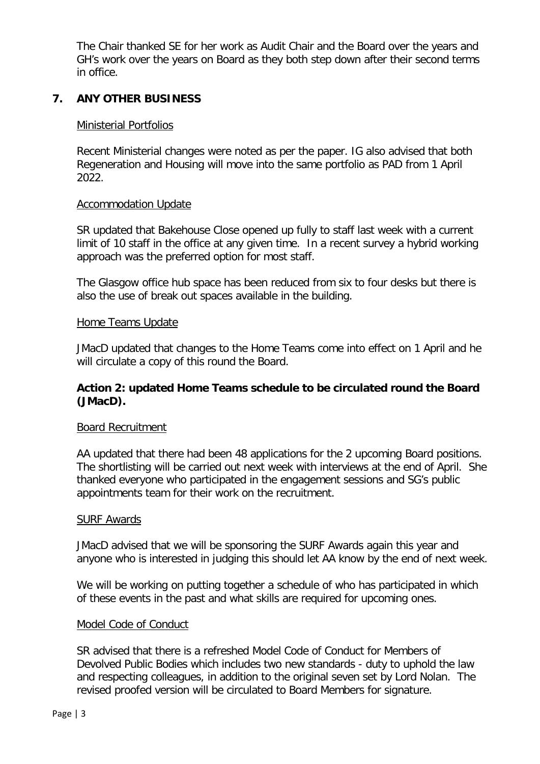The Chair thanked SE for her work as Audit Chair and the Board over the years and GH's work over the years on Board as they both step down after their second terms in office.

## 7. ANY OTHER BUSINESS

Ministerial Portfolios

Recent Ministerial changes were noted as per the paper. IG also advised that both Regeneration and Housing will move into the same portfolio as PAD from 1 April 2022.

Accommodation Update

SR updated that Bakehouse Close opened up fully to staff last week with a current limit of 10 staff in the office at any given time. In a recent survey a hybrid working approach was the preferred option for most staff.

The Glasgow office hub space has been reduced from six to four desks but there is also the use of break out spaces available in the building.

Home Teams Update

JMacD updated that changes to the Home Teams come into effect on 1 April and he will circulate a copy of this round the Board.

**Action 2: updated Home Teams schedule to be circulated round the Board (JMacD).**

Board Recruitment

AA updated that there had been 48 applications for the 2 upcoming Board positions. The shortlisting will be carried out next week with interviews at the end of April. She thanked everyone who participated in the engagement sessions and SG's public appointments team for their work on the recruitment.

SURF Awards

JMacD advised that we will be sponsoring the SURF Awards again this year and anyone who is interested in judging this should let AA know by the end of next week.

We will be working on putting together a schedule of who has participated in which of these events in the past and what skills are required for upcoming ones.

Model Code of Conduct

SR advised that there is a refreshed Model Code of Conduct for Members of Devolved Public Bodies which includes two new standards - duty to uphold the law and respecting colleagues, in addition to the original seven set by Lord Nolan. The revised proofed version will be circulated to Board Members for signature.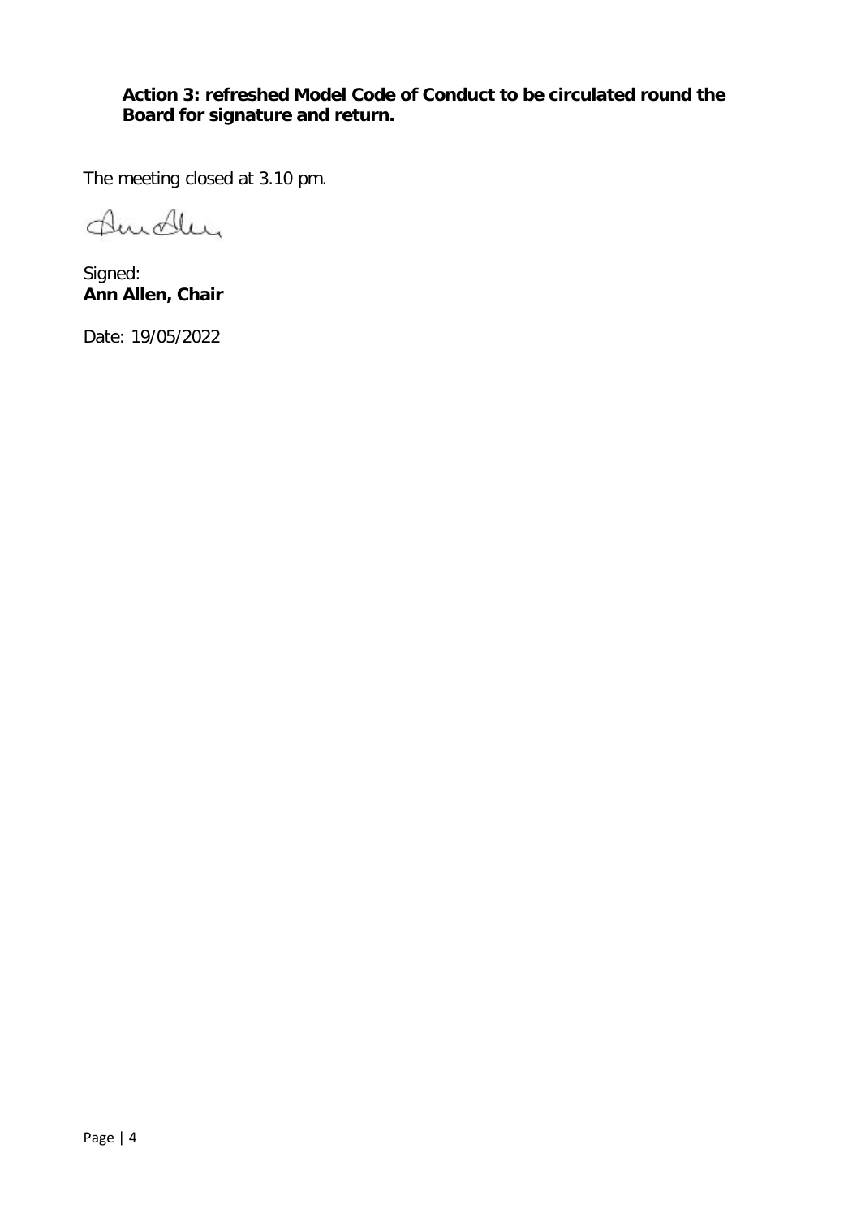**Action 3: refreshed Model Code of Conduct to be circulated round the Board for signature and return.**

The meeting closed at 3.10 pm.

Signed:
**Ann Allen, Chair**

Date: 19/05/2022